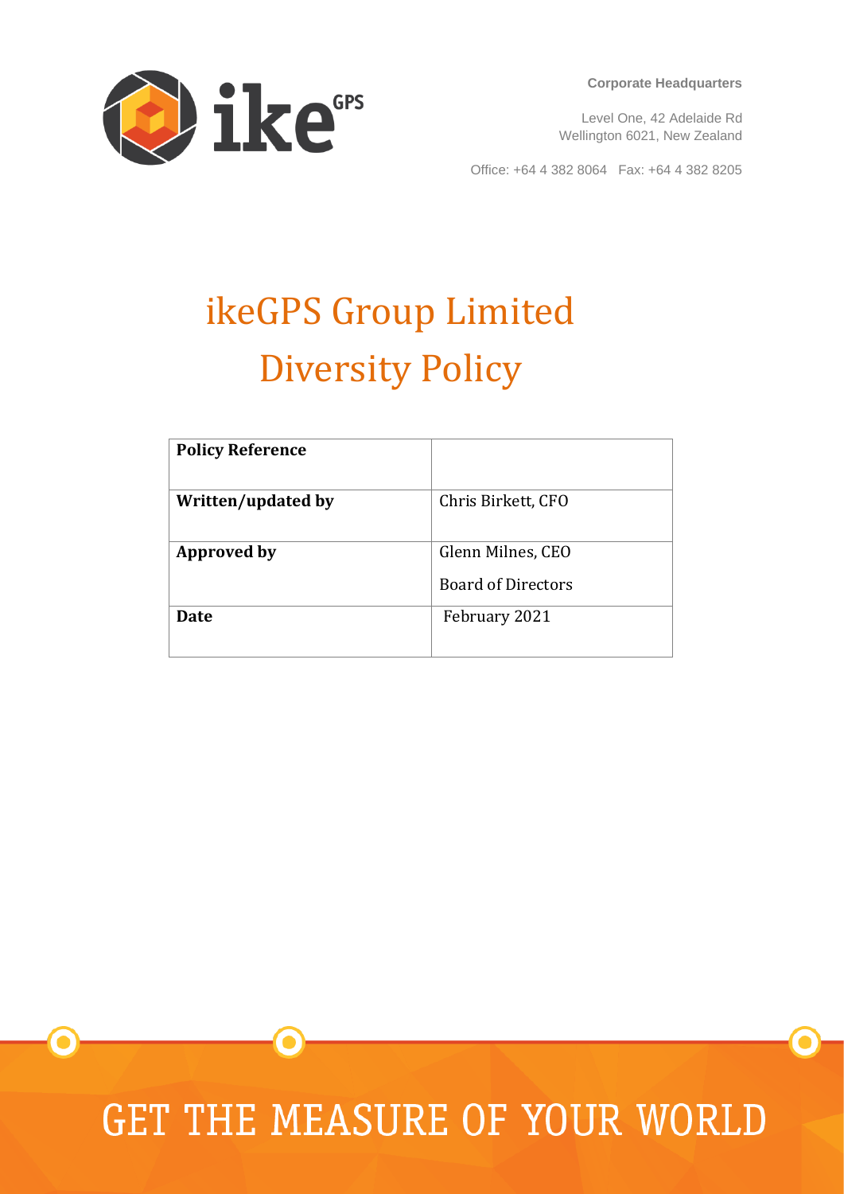**Corporate Headquarters**

Level One, 42 Adelaide Rd
Wellington 6021, New Zealand

Office: +64 4 382 8064   Fax: +64 4 382 8205

# ikeGPS Group Limited
# Diversity Policy

| **Policy Reference** | |
|---|---|
| **Written/updated by** | Chris Birkett, CFO |
| **Approved by** | Glenn Milnes, CEO<br>Board of Directors |
| **Date** | February 2021 |

GET THE MEASURE OF YOUR WORLD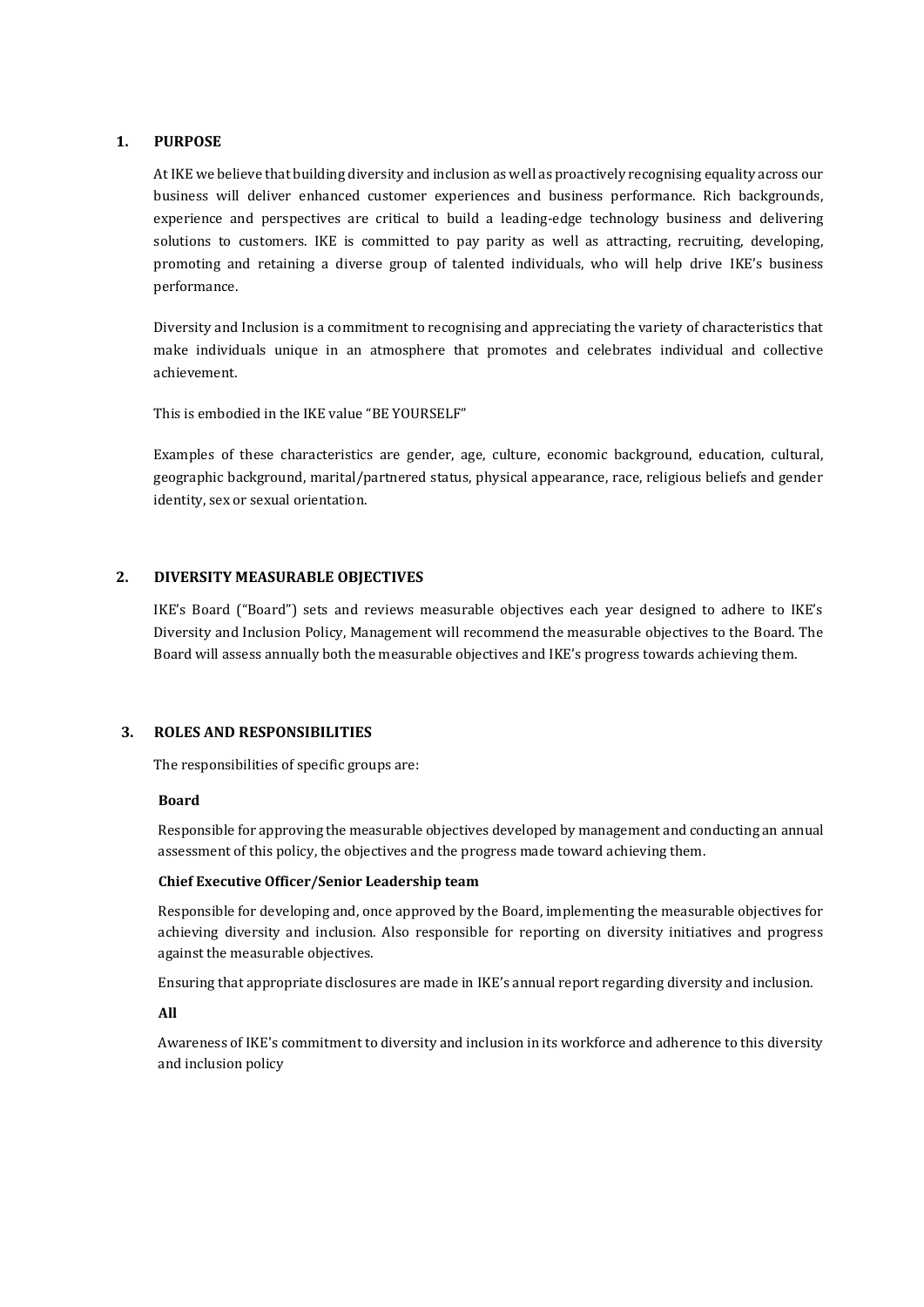## 1. PURPOSE

At IKE we believe that building diversity and inclusion as well as proactively recognising equality across our business will deliver enhanced customer experiences and business performance. Rich backgrounds, experience and perspectives are critical to build a leading-edge technology business and delivering solutions to customers. IKE is committed to pay parity as well as attracting, recruiting, developing, promoting and retaining a diverse group of talented individuals, who will help drive IKE's business performance.

Diversity and Inclusion is a commitment to recognising and appreciating the variety of characteristics that make individuals unique in an atmosphere that promotes and celebrates individual and collective achievement.

This is embodied in the IKE value "BE YOURSELF"

Examples of these characteristics are gender, age, culture, economic background, education, cultural, geographic background, marital/partnered status, physical appearance, race, religious beliefs and gender identity, sex or sexual orientation.

## 2. DIVERSITY MEASURABLE OBJECTIVES

IKE's Board ("Board") sets and reviews measurable objectives each year designed to adhere to IKE's Diversity and Inclusion Policy, Management will recommend the measurable objectives to the Board. The Board will assess annually both the measurable objectives and IKE's progress towards achieving them.

## 3. ROLES AND RESPONSIBILITIES

The responsibilities of specific groups are:

**Board**

Responsible for approving the measurable objectives developed by management and conducting an annual assessment of this policy, the objectives and the progress made toward achieving them.

**Chief Executive Officer/Senior Leadership team**

Responsible for developing and, once approved by the Board, implementing the measurable objectives for achieving diversity and inclusion. Also responsible for reporting on diversity initiatives and progress against the measurable objectives.

Ensuring that appropriate disclosures are made in IKE's annual report regarding diversity and inclusion.

**All**

Awareness of IKE's commitment to diversity and inclusion in its workforce and adherence to this diversity and inclusion policy